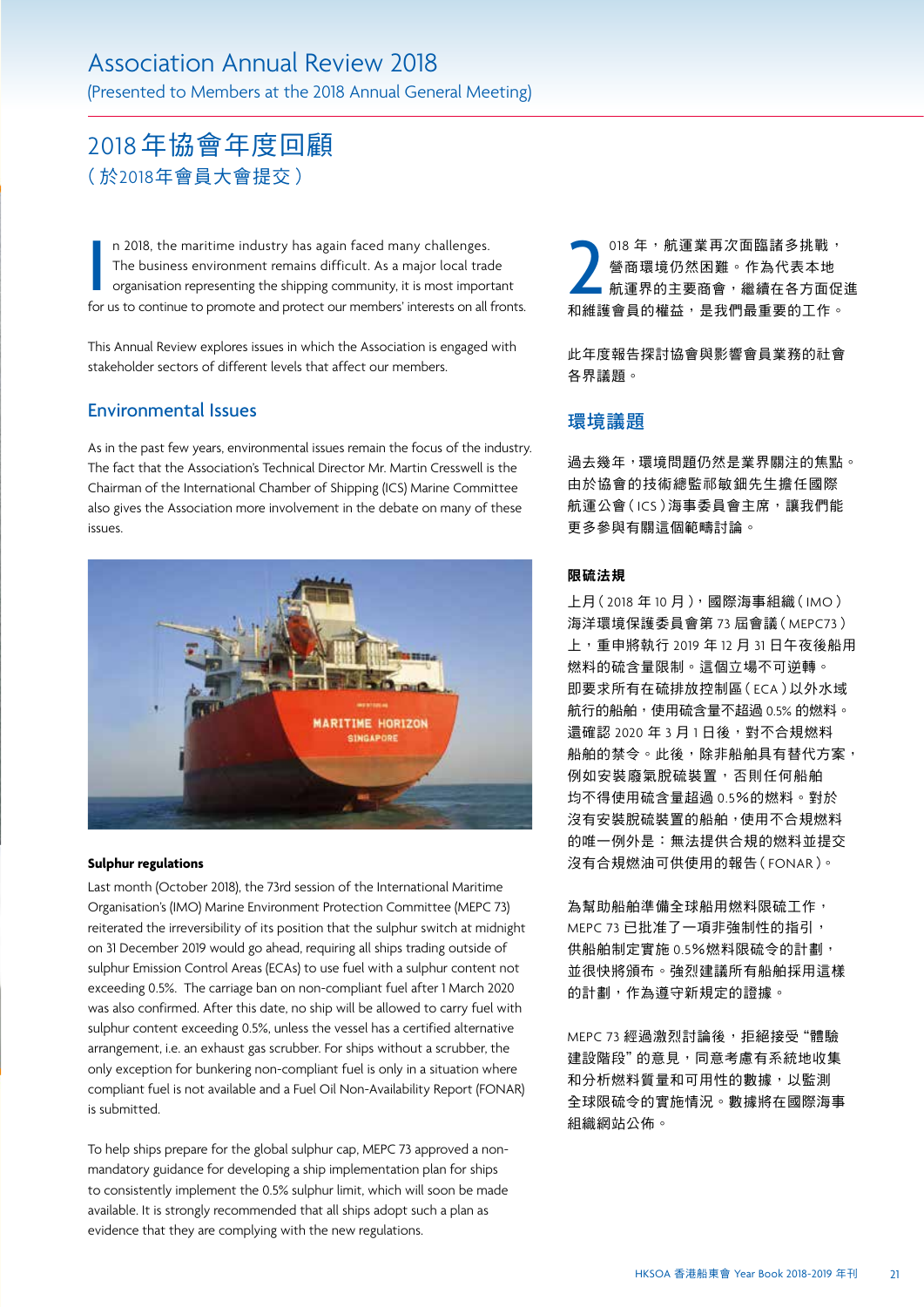# Association Annual Review 2018

(Presented to Members at the 2018 Annual General Meeting)

# 2018 年協會年度回顧

（於2018年會員大會提交）

In 2018, the maritime industry has again faced many challenges. The business environment remains difficult. As a major local trade organisation representing the shipping community, it is most important for us to continue to promote and protect our members' interests on all fronts.

This Annual Review explores issues in which the Association is engaged with stakeholder sectors of different levels that affect our members.

## Environmental Issues

As in the past few years, environmental issues remain the focus of the industry. The fact that the Association's Technical Director Mr. Martin Cresswell is the Chairman of the International Chamber of Shipping (ICS) Marine Committee also gives the Association more involvement in the debate on many of these issues.

**Sulphur regulations**

Last month (October 2018), the 73rd session of the International Maritime Organisation's (IMO) Marine Environment Protection Committee (MEPC 73) reiterated the irreversibility of its position that the sulphur switch at midnight on 31 December 2019 would go ahead, requiring all ships trading outside of sulphur Emission Control Areas (ECAs) to use fuel with a sulphur content not exceeding 0.5%. The carriage ban on non-compliant fuel after 1 March 2020 was also confirmed. After this date, no ship will be allowed to carry fuel with sulphur content exceeding 0.5%, unless the vessel has a certified alternative arrangement, i.e. an exhaust gas scrubber. For ships without a scrubber, the only exception for bunkering non-compliant fuel is only in a situation where compliant fuel is not available and a Fuel Oil Non-Availability Report (FONAR) is submitted.

To help ships prepare for the global sulphur cap, MEPC 73 approved a non-mandatory guidance for developing a ship implementation plan for ships to consistently implement the 0.5% sulphur limit, which will soon be made available. It is strongly recommended that all ships adopt such a plan as evidence that they are complying with the new regulations.

2018 年，航運業再次面臨諸多挑戰，營商環境仍然困難。作為代表本地航運界的主要商會，繼續在各方面促進和維護會員的權益，是我們最重要的工作。

此年度報告探討協會與影響會員業務的社會各界議題。

## 環境議題

過去幾年，環境問題仍然是業界關注的焦點。由於協會的技術總監祁敏鈿先生擔任國際航運公會（ICS）海事委員會主席，讓我們能更多參與有關這個範疇討論。

**限硫法規**

上月（2018 年 10 月），國際海事組織（IMO）海洋環境保護委員會第 73 屆會議（MEPC73）上，重申將執行 2019 年 12 月 31 日午夜後船用燃料的硫含量限制。這個立場不可逆轉。即要求所有在硫排放控制區（ECA）以外水域航行的船舶，使用硫含量不超過 0.5% 的燃料。還確認 2020 年 3 月 1 日後，對不合規燃料船舶的禁令。此後，除非船舶具有替代方案，例如安裝廢氣脫硫裝置，否則任何船舶均不得使用硫含量超過 0.5%的燃料。對於沒有安裝脫硫裝置的船舶，使用不合規燃料的唯一例外是：無法提供合規的燃料並提交沒有合規燃油可供使用的報告（FONAR）。

為幫助船舶準備全球船用燃料限硫工作，MEPC 73 已批准了一項非強制性的指引，供船舶制定實施 0.5%燃料限硫令的計劃，並很快將頒布。強烈建議所有船舶採用這樣的計劃，作為遵守新規定的證據。

MEPC 73 經過激烈討論後，拒絕接受“體驗建設階段”的意見，同意考慮有系統地收集和分析燃料質量和可用性的數據，以監測全球限硫令的實施情況。數據將在國際海事組織網站公佈。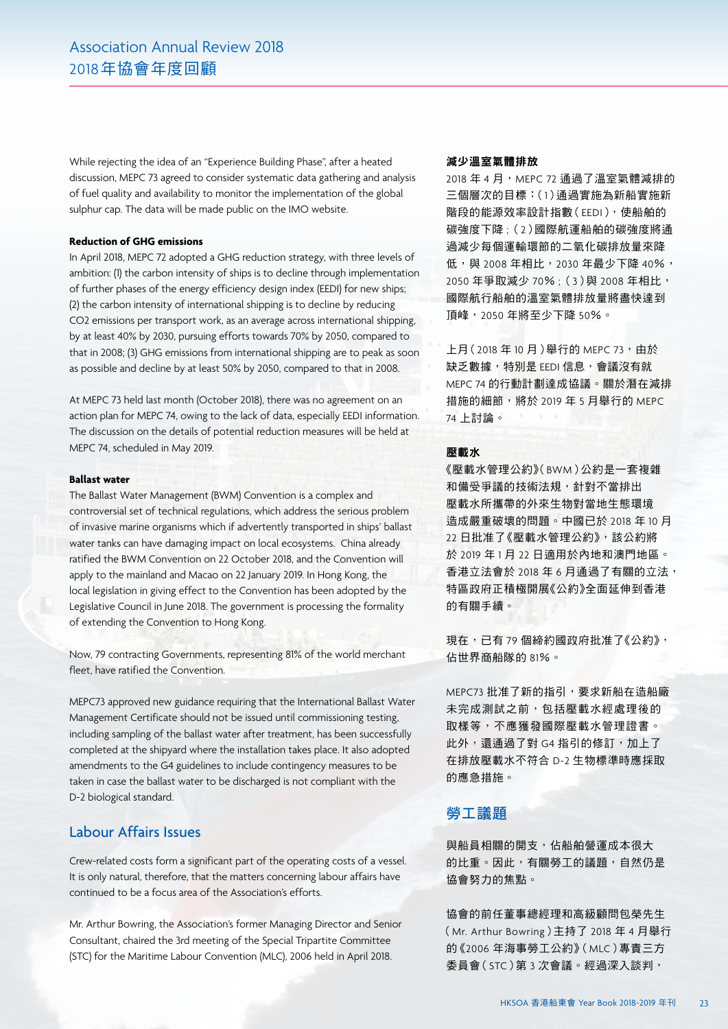While rejecting the idea of an "Experience Building Phase", after a heated discussion, MEPC 73 agreed to consider systematic data gathering and analysis of fuel quality and availability to monitor the implementation of the global sulphur cap. The data will be made public on the IMO website.

**Reduction of GHG emissions**

In April 2018, MEPC 72 adopted a GHG reduction strategy, with three levels of ambition: (1) the carbon intensity of ships is to decline through implementation of further phases of the energy efficiency design index (EEDI) for new ships; (2) the carbon intensity of international shipping is to decline by reducing $CO_2$ emissions per transport work, as an average across international shipping, by at least 40% by 2030, pursuing efforts towards 70% by 2050, compared to that in 2008; (3) GHG emissions from international shipping are to peak as soon as possible and decline by at least 50% by 2050, compared to that in 2008.

At MEPC 73 held last month (October 2018), there was no agreement on an action plan for MEPC 74, owing to the lack of data, especially EEDI information. The discussion on the details of potential reduction measures will be held at MEPC 74, scheduled in May 2019.

**Ballast water**

The Ballast Water Management (BWM) Convention is a complex and controversial set of technical regulations, which address the serious problem of invasive marine organisms which if advertently transported in ships' ballast water tanks can have damaging impact on local ecosystems. China already ratified the BWM Convention on 22 October 2018, and the Convention will apply to the mainland and Macao on 22 January 2019. In Hong Kong, the local legislation in giving effect to the Convention has been adopted by the Legislative Council in June 2018. The government is processing the formality of extending the Convention to Hong Kong.

Now, 79 contracting Governments, representing 81% of the world merchant fleet, have ratified the Convention.

MEPC73 approved new guidance requiring that the International Ballast Water Management Certificate should not be issued until commissioning testing, including sampling of the ballast water after treatment, has been successfully completed at the shipyard where the installation takes place. It also adopted amendments to the G4 guidelines to include contingency measures to be taken in case the ballast water to be discharged is not compliant with the D-2 biological standard.

## Labour Affairs Issues

Crew-related costs form a significant part of the operating costs of a vessel. It is only natural, therefore, that the matters concerning labour affairs have continued to be a focus area of the Association's efforts.

Mr. Arthur Bowring, the Association's former Managing Director and Senior Consultant, chaired the 3rd meeting of the Special Tripartite Committee (STC) for the Maritime Labour Convention (MLC), 2006 held in April 2018.

**減少溫室氣體排放**

2018 年 4 月，MEPC 72 通過了溫室氣體減排的三個層次的目標：(1) 通過實施為新船實施新階段的能源效率設計指數 (EEDI)，使船舶的碳強度下降；(2) 國際航運船舶的碳強度將通過減少每個運輸環節的二氧化碳排放量來降低，與 2008 年相比，2030 年最少下降 40%，2050 年爭取減少 70%；(3) 與 2008 年相比，國際航行船舶的溫室氣體排放量將盡快達到頂峰，2050 年將至少下降 50%。

上月 (2018 年 10 月) 舉行的 MEPC 73，由於缺乏數據，特別是 EEDI 信息，會議沒有就 MEPC 74 的行動計劃達成協議。關於潛在減排措施的細節，將於 2019 年 5 月舉行的 MEPC 74 上討論。

**壓載水**

《壓載水管理公約》(BWM) 公約是一套複雜和備受爭議的技術法規，針對不當排出壓載水所攜帶的外來生物對當地生態環境造成嚴重破壞的問題。中國已於 2018 年 10 月 22 日批准了《壓載水管理公約》，該公約將於 2019 年 1 月 22 日適用於內地和澳門地區。香港立法會於 2018 年 6 月通過了有關的立法，特區政府正積極開展《公約》全面延伸到香港的有關手續。

現在，已有 79 個締約國政府批准了《公約》，佔世界商船隊的 81%。

MEPC73 批准了新的指引，要求新船在造船廠未完成測試之前，包括壓載水經處理後的取樣等，不應獲發國際壓載水管理證書。此外，還通過了對 G4 指引的修訂，加上了在排放壓載水不符合 D-2 生物標準時應採取的應急措施。

## 勞工議題

與船員相關的開支，佔船舶營運成本很大的比重。因此，有關勞工的議題，自然仍是協會努力的焦點。

協會的前任董事總經理和高級顧問包榮先生 (Mr. Arthur Bowring) 主持了 2018 年 4 月舉行的《2006 年海事勞工公約》(MLC) 專責三方委員會 (STC) 第 3 次會議。經過深入談判，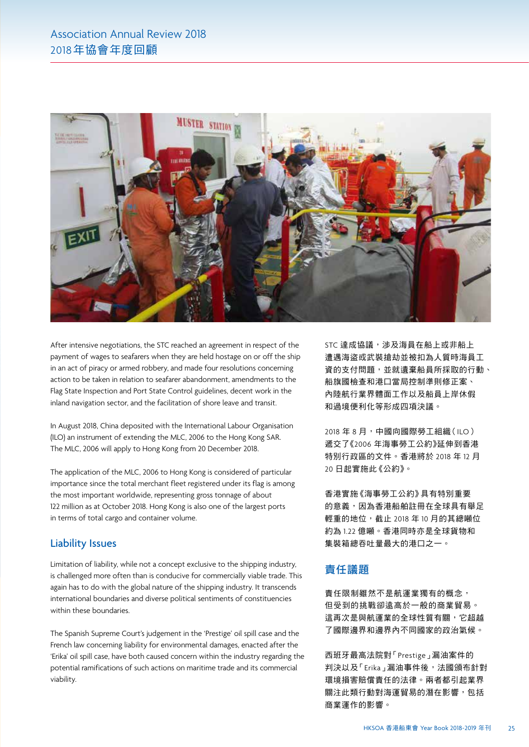After intensive negotiations, the STC reached an agreement in respect of the payment of wages to seafarers when they are held hostage on or off the ship in an act of piracy or armed robbery, and made four resolutions concerning action to be taken in relation to seafarer abandonment, amendments to the Flag State Inspection and Port State Control guidelines, decent work in the inland navigation sector, and the facilitation of shore leave and transit.

In August 2018, China deposited with the International Labour Organisation (ILO) an instrument of extending the MLC, 2006 to the Hong Kong SAR. The MLC, 2006 will apply to Hong Kong from 20 December 2018.

The application of the MLC, 2006 to Hong Kong is considered of particular importance since the total merchant fleet registered under its flag is among the most important worldwide, representing gross tonnage of about 122 million as at October 2018. Hong Kong is also one of the largest ports in terms of total cargo and container volume.

## Liability Issues

Limitation of liability, while not a concept exclusive to the shipping industry, is challenged more often than is conducive for commercially viable trade. This again has to do with the global nature of the shipping industry. It transcends international boundaries and diverse political sentiments of constituencies within these boundaries.

The Spanish Supreme Court's judgement in the 'Prestige' oil spill case and the French law concerning liability for environmental damages, enacted after the 'Erika' oil spill case, have both caused concern within the industry regarding the potential ramifications of such actions on maritime trade and its commercial viability.

STC 達成協議，涉及海員在船上或非船上遭遇海盜或武裝搶劫並被扣為人質時海員工資的支付問題，並就遺棄船員所採取的行動、船旗國檢查和港口當局控制準則修正案、內陸航行業界體面工作以及船員上岸休假和過境便利化等形成四項決議。

2018 年 8 月，中國向國際勞工組織（ILO）遞交了《2006 年海事勞工公約》延伸到香港特別行政區的文件。香港將於 2018 年 12 月 20 日起實施此《公約》。

香港實施《海事勞工公約》具有特別重要的意義，因為香港船舶註冊在全球具有舉足輕重的地位，截止 2018 年 10 月的其總噸位約為 1.22 億噸。香港同時亦是全球貨物和集裝箱總吞吐量最大的港口之一。

## 責任議題

責任限制雖然不是航運業獨有的概念，但受到的挑戰卻遠高於一般的商業貿易。這再次是與航運業的全球性質有關，它超越了國際邊界和邊界內不同國家的政治氣候。

西班牙最高法院對「Prestige」漏油案件的判決以及「Erika」漏油事件後，法國頒布針對環境損害賠償責任的法律。兩者都引起業界關注此類行動對海運貿易的潛在影響，包括商業運作的影響。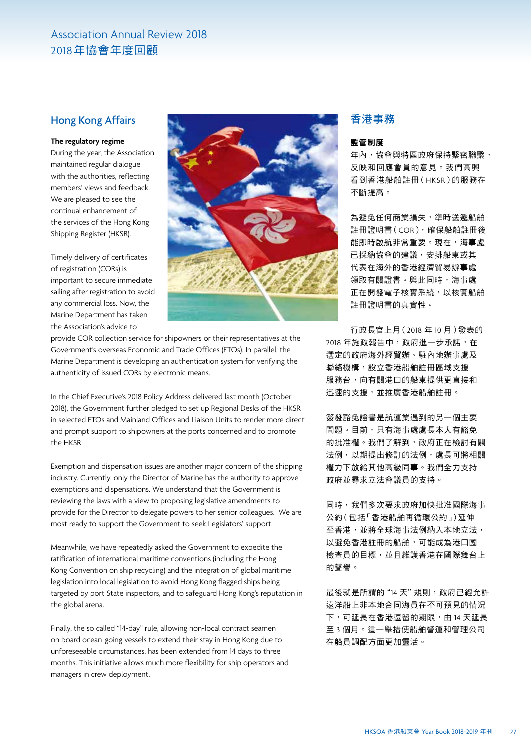## Hong Kong Affairs

**The regulatory regime**

During the year, the Association maintained regular dialogue with the authorities, reflecting members' views and feedback. We are pleased to see the continual enhancement of the services of the Hong Kong Shipping Register (HKSR).

Timely delivery of certificates of registration (CORs) is important to secure immediate sailing after registration to avoid any commercial loss. Now, the Marine Department has taken the Association's advice to provide COR collection service for shipowners or their representatives at the Government's overseas Economic and Trade Offices (ETOs). In parallel, the Marine Department is developing an authentication system for verifying the authenticity of issued CORs by electronic means.

In the Chief Executive's 2018 Policy Address delivered last month (October 2018), the Government further pledged to set up Regional Desks of the HKSR in selected ETOs and Mainland Offices and Liaison Units to render more direct and prompt support to shipowners at the ports concerned and to promote the HKSR.

Exemption and dispensation issues are another major concern of the shipping industry. Currently, only the Director of Marine has the authority to approve exemptions and dispensations. We understand that the Government is reviewing the laws with a view to proposing legislative amendments to provide for the Director to delegate powers to her senior colleagues. We are most ready to support the Government to seek Legislators' support.

Meanwhile, we have repeatedly asked the Government to expedite the ratification of international maritime conventions (including the Hong Kong Convention on ship recycling) and the integration of global maritime legislation into local legislation to avoid Hong Kong flagged ships being targeted by port State inspectors, and to safeguard Hong Kong's reputation in the global arena.

Finally, the so called "14-day" rule, allowing non-local contract seamen on board ocean-going vessels to extend their stay in Hong Kong due to unforeseeable circumstances, has been extended from 14 days to three months. This initiative allows much more flexibility for ship operators and managers in crew deployment.

## 香港事務

**監管制度**

年內，協會與特區政府保持緊密聯繫，反映和回應會員的意見。我們高興看到香港船舶註冊（HKSR）的服務在不斷提高。

為避免任何商業損失，準時送遞船舶註冊證明書（COR），確保船舶註冊後能即時啟航非常重要。現在，海事處已採納協會的建議，安排船東或其代表在海外的香港經濟貿易辦事處領取有關證書。與此同時，海事處正在開發電子核實系統，以核實船舶註冊證明書的真實性。

行政長官上月（2018 年 10 月）發表的 2018 年施政報告中，政府進一步承諾，在選定的政府海外經貿辦、駐內地辦事處及聯絡機構，設立香港船舶註冊區域支援服務台，向有關港口的船東提供更直接和迅速的支援，並推廣香港船舶註冊。

簽發豁免證書是航運業遇到的另一個主要問題。目前，只有海事處處長本人有豁免的批准權。我們了解到，政府正在檢討有關法例，以期提出修訂的法例，處長可將相關權力下放給其他高級同事。我們全力支持政府並尋求立法會議員的支持。

同時，我們多次要求政府加快批准國際海事公約（包括「香港船舶再循環公約」）延伸至香港，並將全球海事法例納入本地立法，以避免香港註冊的船舶，可能成為港口國檢查員的目標，並且維護香港在國際舞台上的聲譽。

最後就是所謂的 "14 天" 規則，政府已經允許遠洋船上非本地合同海員在不可預見的情況下，可延長在香港逗留的期限，由 14 天延長至 3 個月。這一舉措使船舶營運和管理公司在船員調配方面更加靈活。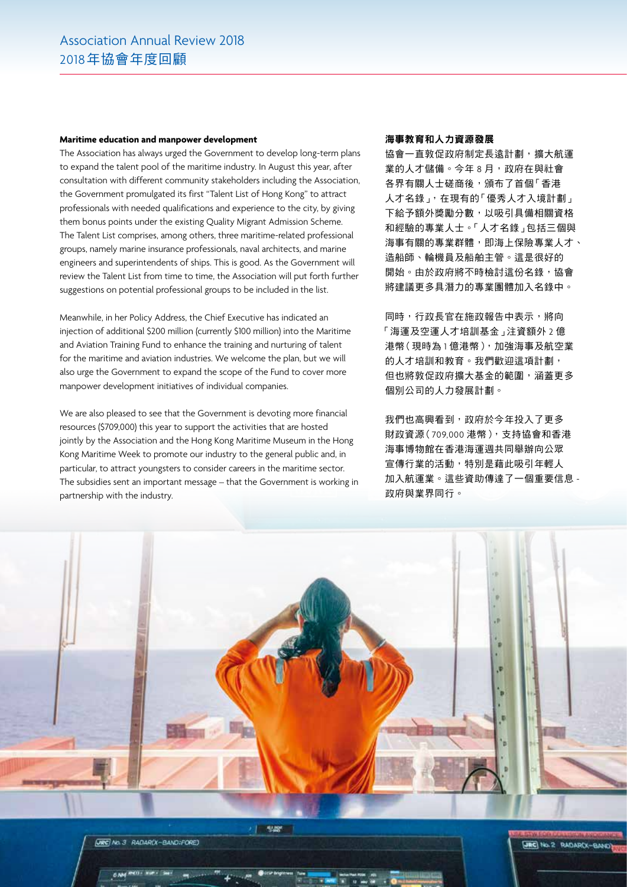## Maritime education and manpower development

The Association has always urged the Government to develop long-term plans to expand the talent pool of the maritime industry. In August this year, after consultation with different community stakeholders including the Association, the Government promulgated its first "Talent List of Hong Kong" to attract professionals with needed qualifications and experience to the city, by giving them bonus points under the existing Quality Migrant Admission Scheme. The Talent List comprises, among others, three maritime-related professional groups, namely marine insurance professionals, naval architects, and marine engineers and superintendents of ships. This is good. As the Government will review the Talent List from time to time, the Association will put forth further suggestions on potential professional groups to be included in the list.

Meanwhile, in her Policy Address, the Chief Executive has indicated an injection of additional $200 million (currently $100 million) into the Maritime and Aviation Training Fund to enhance the training and nurturing of talent for the maritime and aviation industries. We welcome the plan, but we will also urge the Government to expand the scope of the Fund to cover more manpower development initiatives of individual companies.

We are also pleased to see that the Government is devoting more financial resources ($709,000) this year to support the activities that are hosted jointly by the Association and the Hong Kong Maritime Museum in the Hong Kong Maritime Week to promote our industry to the general public and, in particular, to attract youngsters to consider careers in the maritime sector. The subsidies sent an important message – that the Government is working in partnership with the industry.

## 海事教育和人力資源發展

協會一直敦促政府制定長遠計劃，擴大航運業的人才儲備。今年 8 月，政府在與社會各界有關人士磋商後，頒布了首個「香港人才名錄」，在現有的「優秀人才入境計劃」下給予額外獎勵分數，以吸引具備相關資格和經驗的專業人士。「人才名錄」包括三個與海事有關的專業群體，即海上保險專業人才、造船師、輪機員及船舶主管。這是很好的開始。由於政府將不時檢討這份名錄，協會將建議更多具潛力的專業團體加入名錄中。

同時，行政長官在施政報告中表示，將向「海運及空運人才培訓基金」注資額外 2 億港幣（現時為 1 億港幣），加強海事及航空業的人才培訓和教育。我們歡迎這項計劃，但也將敦促政府擴大基金的範圍，涵蓋更多個別公司的人力發展計劃。

我們也高興看到，政府於今年投入了更多財政資源（709,000 港幣），支持協會和香港海事博物館在香港海運週共同舉辦向公眾宣傳行業的活動，特別是藉此吸引年輕人加入航運業。這些資助傳達了一個重要信息 - 政府與業界同行。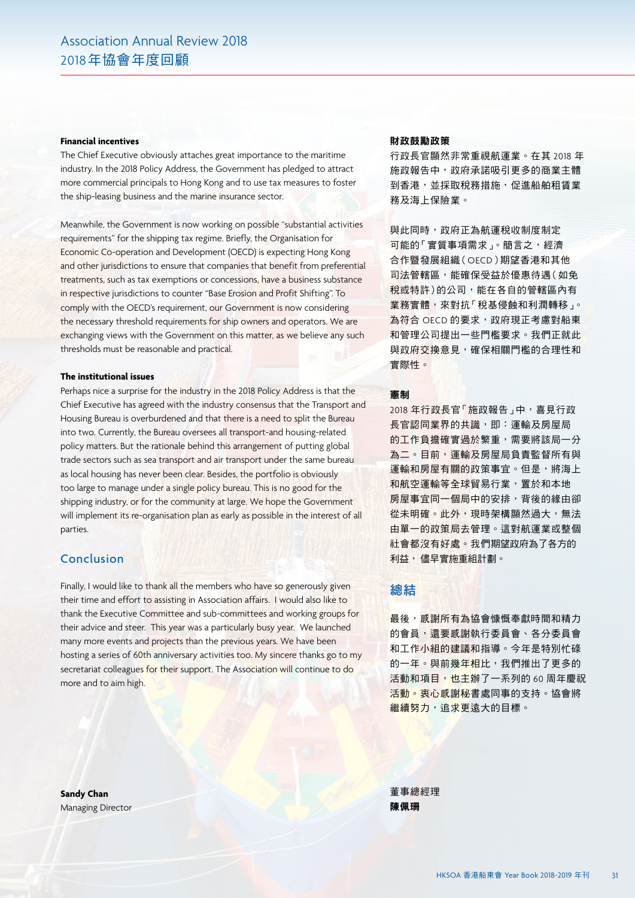**Financial incentives**

The Chief Executive obviously attaches great importance to the maritime industry. In the 2018 Policy Address, the Government has pledged to attract more commercial principals to Hong Kong and to use tax measures to foster the ship-leasing business and the marine insurance sector.

Meanwhile, the Government is now working on possible "substantial activities requirements" for the shipping tax regime. Briefly, the Organisation for Economic Co-operation and Development (OECD) is expecting Hong Kong and other jurisdictions to ensure that companies that benefit from preferential treatments, such as tax exemptions or concessions, have a business substance in respective jurisdictions to counter "Base Erosion and Profit Shifting". To comply with the OECD's requirement, our Government is now considering the necessary threshold requirements for ship owners and operators. We are exchanging views with the Government on this matter, as we believe any such thresholds must be reasonable and practical.

**The institutional issues**

Perhaps nice a surprise for the industry in the 2018 Policy Address is that the Chief Executive has agreed with the industry consensus that the Transport and Housing Bureau is overburdened and that there is a need to split the Bureau into two. Currently, the Bureau oversees all transport-and housing-related policy matters. But the rationale behind this arrangement of putting global trade sectors such as sea transport and air transport under the same bureau as local housing has never been clear. Besides, the portfolio is obviously too large to manage under a single policy bureau. This is no good for the shipping industry, or for the community at large. We hope the Government will implement its re-organisation plan as early as possible in the interest of all parties.

## Conclusion

Finally, I would like to thank all the members who have so generously given their time and effort to assisting in Association affairs. I would also like to thank the Executive Committee and sub-committees and working groups for their advice and steer. This year was a particularly busy year. We launched many more events and projects than the previous years. We have been hosting a series of 60th anniversary activities too. My sincere thanks go to my secretariat colleagues for their support. The Association will continue to do more and to aim high.

**Sandy Chan**
Managing Director

**財政鼓勵政策**

行政長官顯然非常重視航運業。在其 2018 年施政報告中，政府承諾吸引更多的商業主體到香港，並採取稅務措施，促進船舶租賃業務及海上保險業。

與此同時，政府正為航運稅收制度制定可能的「實質事項需求」。簡言之，經濟合作暨發展組織（OECD）期望香港和其他司法管轄區，能確保受益於優惠待遇（如免稅或特許）的公司，能在各自的管轄區內有業務實體，來對抗「稅基侵蝕和利潤轉移」。為符合 OECD 的要求，政府現正考慮對船東和管理公司提出一些門檻要求。我們正就此與政府交換意見，確保相關門檻的合理性和實際性。

**憲制**

2018 年行政長官「施政報告」中，喜見行政長官認同業界的共識，即：運輸及房屋局的工作負擔確實過於繁重，需要將該局一分為二。目前，運輸及房屋局負責監督所有與運輸和房屋有關的政策事宜。但是，將海上和航空運輸等全球貿易行業，置於和本地房屋事宜同一個局中的安排，背後的緣由卻從未明確。此外，現時架構顯然過大，無法由單一的政策局去管理。這對航運業或整個社會都沒有好處。我們期望政府為了各方的利益，儘早實施重組計劃。

## 總結

最後，感謝所有為協會慷慨奉獻時間和精力的會員，還要感謝執行委員會、各分委員會和工作小組的建議和指導。今年是特別忙碌的一年。與前幾年相比，我們推出了更多的活動和項目，也主辦了一系列的 60 周年慶祝活動。衷心感謝秘書處同事的支持。協會將繼續努力，追求更遠大的目標。

董事總經理
**陳佩珊**